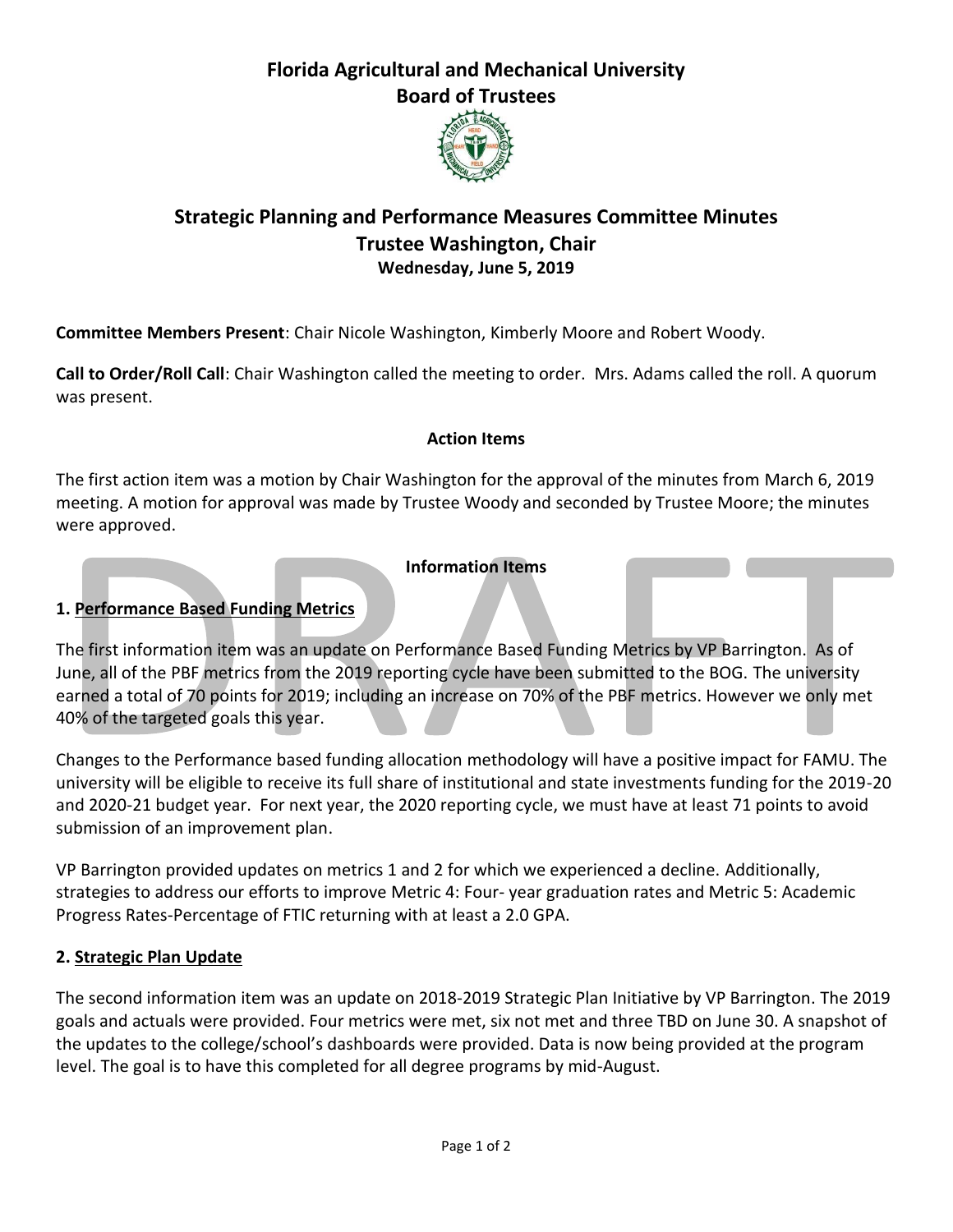# Florida Agricultural and Mechanical University
# Board of Trustees

## Strategic Planning and Performance Measures Committee Minutes
## Trustee Washington, Chair
### Wednesday, June 5, 2019

**Committee Members Present**: Chair Nicole Washington, Kimberly Moore and Robert Woody.

**Call to Order/Roll Call**: Chair Washington called the meeting to order. Mrs. Adams called the roll. A quorum was present.

### Action Items

The first action item was a motion by Chair Washington for the approval of the minutes from March 6, 2019 meeting. A motion for approval was made by Trustee Woody and seconded by Trustee Moore; the minutes were approved.

### Information Items

**1. Performance Based Funding Metrics**

The first information item was an update on Performance Based Funding Metrics by VP Barrington. As of June, all of the PBF metrics from the 2019 reporting cycle have been submitted to the BOG. The university earned a total of 70 points for 2019; including an increase on 70% of the PBF metrics. However we only met 40% of the targeted goals this year.

Changes to the Performance based funding allocation methodology will have a positive impact for FAMU. The university will be eligible to receive its full share of institutional and state investments funding for the 2019-20 and 2020-21 budget year. For next year, the 2020 reporting cycle, we must have at least 71 points to avoid submission of an improvement plan.

VP Barrington provided updates on metrics 1 and 2 for which we experienced a decline. Additionally, strategies to address our efforts to improve Metric 4: Four- year graduation rates and Metric 5: Academic Progress Rates-Percentage of FTIC returning with at least a 2.0 GPA.

**2. Strategic Plan Update**

The second information item was an update on 2018-2019 Strategic Plan Initiative by VP Barrington. The 2019 goals and actuals were provided. Four metrics were met, six not met and three TBD on June 30. A snapshot of the updates to the college/school's dashboards were provided. Data is now being provided at the program level. The goal is to have this completed for all degree programs by mid-August.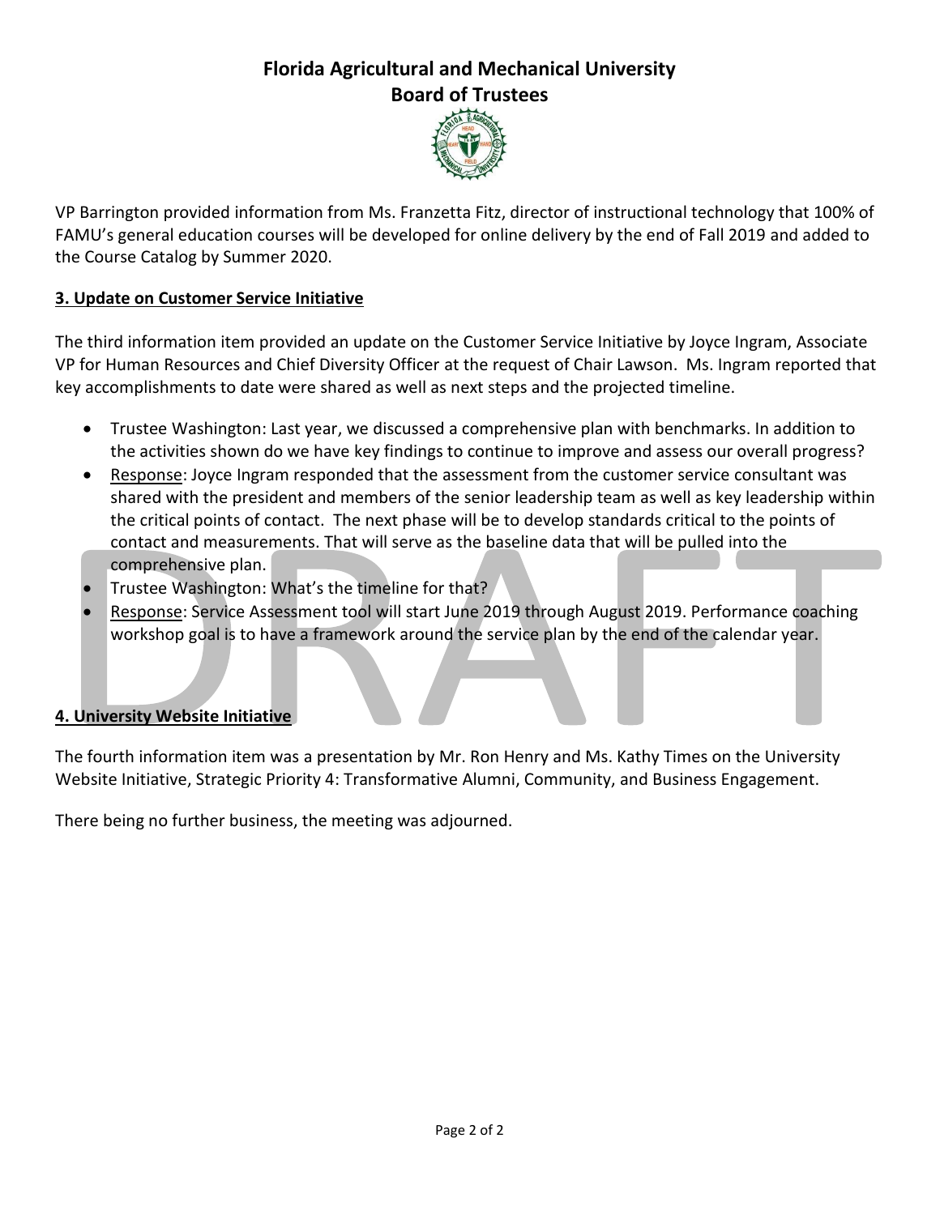VP Barrington provided information from Ms. Franzetta Fitz, director of instructional technology that 100% of FAMU's general education courses will be developed for online delivery by the end of Fall 2019 and added to the Course Catalog by Summer 2020.

### 3. Update on Customer Service Initiative

The third information item provided an update on the Customer Service Initiative by Joyce Ingram, Associate VP for Human Resources and Chief Diversity Officer at the request of Chair Lawson. Ms. Ingram reported that key accomplishments to date were shared as well as next steps and the projected timeline.

- Trustee Washington: Last year, we discussed a comprehensive plan with benchmarks. In addition to the activities shown do we have key findings to continue to improve and assess our overall progress?
- Response: Joyce Ingram responded that the assessment from the customer service consultant was shared with the president and members of the senior leadership team as well as key leadership within the critical points of contact. The next phase will be to develop standards critical to the points of contact and measurements. That will serve as the baseline data that will be pulled into the comprehensive plan.
- Trustee Washington: What's the timeline for that?
- Response: Service Assessment tool will start June 2019 through August 2019. Performance coaching workshop goal is to have a framework around the service plan by the end of the calendar year.

### 4. University Website Initiative

The fourth information item was a presentation by Mr. Ron Henry and Ms. Kathy Times on the University Website Initiative, Strategic Priority 4: Transformative Alumni, Community, and Business Engagement.

There being no further business, the meeting was adjourned.